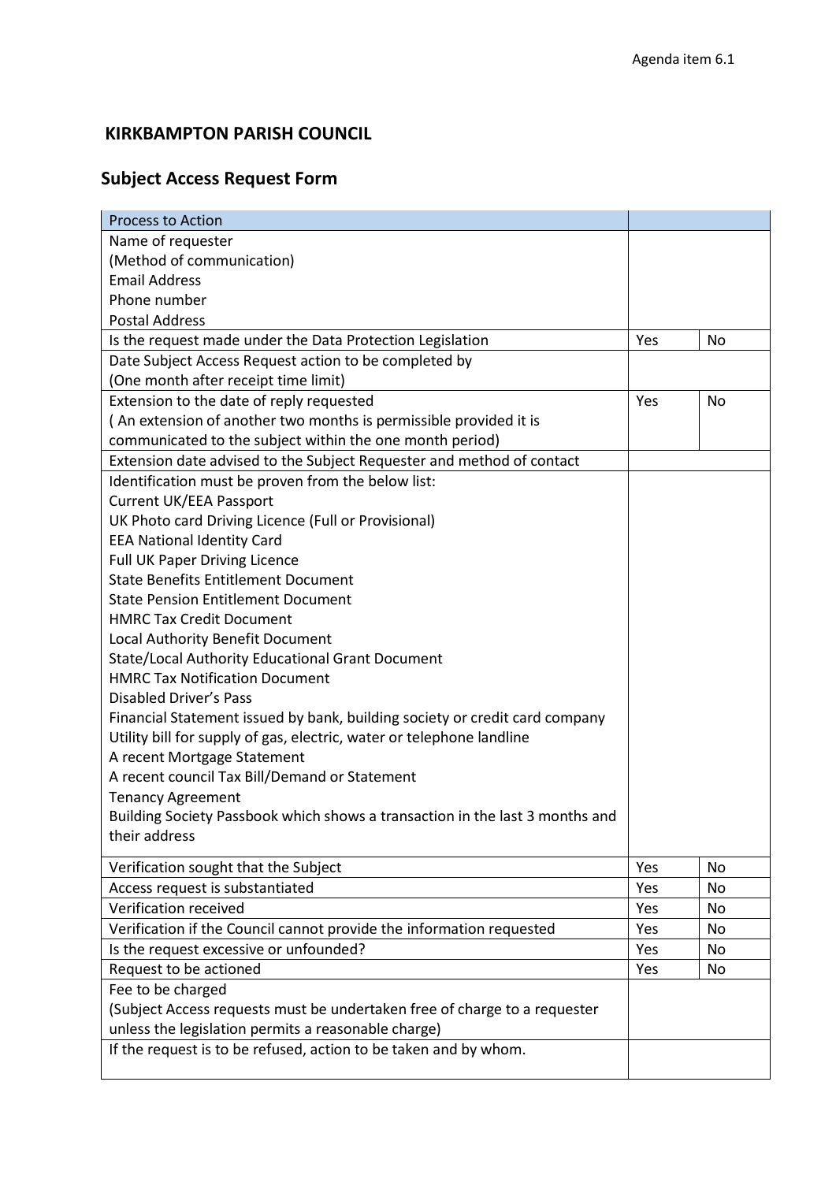Agenda item 6.1

# KIRKBAMPTON PARISH COUNCIL

## Subject Access Request Form

| Process to Action | | |
|---|---|---|
| Name of requester<br>(Method of communication)<br>Email Address<br>Phone number<br>Postal Address | | |
| Is the request made under the Data Protection Legislation | Yes | No |
| Date Subject Access Request action to be completed by<br>(One month after receipt time limit) | | |
| Extension to the date of reply requested<br>( An extension of another two months is permissible provided it is communicated to the subject within the one month period) | Yes | No |
| Extension date advised to the Subject Requester and method of contact | | |
| Identification must be proven from the below list:<br>Current UK/EEA Passport<br>UK Photo card Driving Licence (Full or Provisional)<br>EEA National Identity Card<br>Full UK Paper Driving Licence<br>State Benefits Entitlement Document<br>State Pension Entitlement Document<br>HMRC Tax Credit Document<br>Local Authority Benefit Document<br>State/Local Authority Educational Grant Document<br>HMRC Tax Notification Document<br>Disabled Driver's Pass<br>Financial Statement issued by bank, building society or credit card company<br>Utility bill for supply of gas, electric, water or telephone landline<br>A recent Mortgage Statement<br>A recent council Tax Bill/Demand or Statement<br>Tenancy Agreement<br>Building Society Passbook which shows a transaction in the last 3 months and their address | | |
| Verification sought that the Subject | Yes | No |
| Access request is substantiated | Yes | No |
| Verification received | Yes | No |
| Verification if the Council cannot provide the information requested | Yes | No |
| Is the request excessive or unfounded? | Yes | No |
| Request to be actioned | Yes | No |
| Fee to be charged<br>(Subject Access requests must be undertaken free of charge to a requester unless the legislation permits a reasonable charge) | | |
| If the request is to be refused, action to be taken and by whom. | | |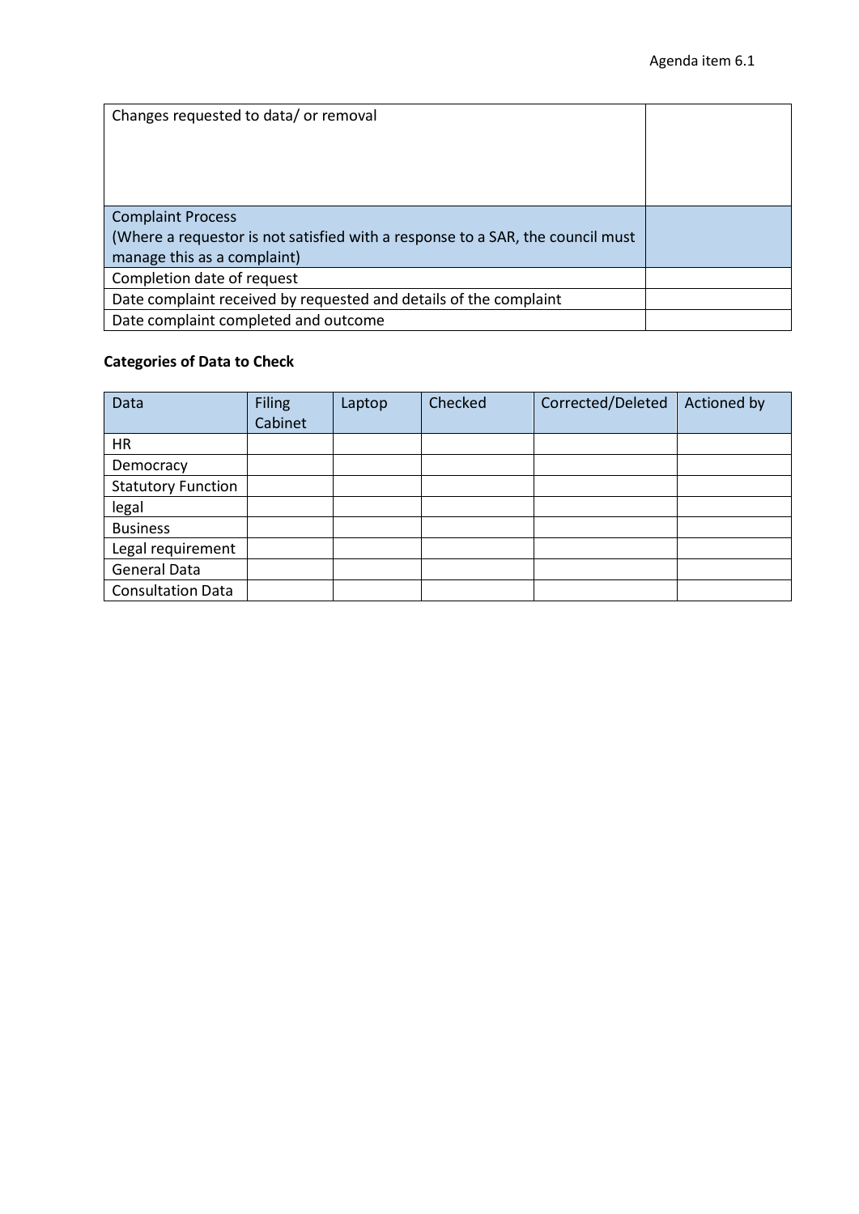| | |
|---|---|
| Changes requested to data/ or removal | |
| Complaint Process<br>(Where a requestor is not satisfied with a response to a SAR, the council must manage this as a complaint) | |
| Completion date of request | |
| Date complaint received by requested and details of the complaint | |
| Date complaint completed and outcome | |

**Categories of Data to Check**

| Data | Filing Cabinet | Laptop | Checked | Corrected/Deleted | Actioned by |
|---|---|---|---|---|---|
| HR | | | | | |
| Democracy | | | | | |
| Statutory Function | | | | | |
| legal | | | | | |
| Business | | | | | |
| Legal requirement | | | | | |
| General Data | | | | | |
| Consultation Data | | | | | |